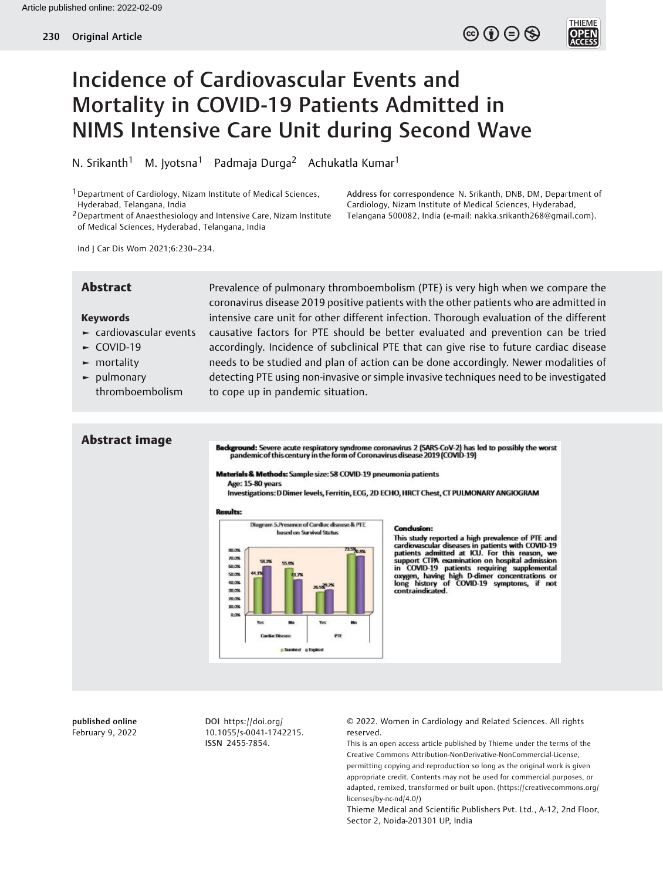# Incidence of Cardiovascular Events and Mortality in COVID-19 Patients Admitted in NIMS Intensive Care Unit during Second Wave

N. Srikanth[1] M. Jyotsna[1] Padmaja Durga[2] Achukatla Kumar[1]

[1] Department of Cardiology, Nizam Institute of Medical Sciences, Hyderabad, Telangana, India

[2] Department of Anaesthesiology and Intensive Care, Nizam Institute of Medical Sciences, Hyderabad, Telangana, India

**Address for correspondence** N. Srikanth, DNB, DM, Department of Cardiology, Nizam Institute of Medical Sciences, Hyderabad, Telangana 500082, India (e-mail: nakka.srikanth268@gmail.com).

Ind J Car Dis Wom 2021;6:230–234.

## Abstract

Prevalence of pulmonary thromboembolism (PTE) is very high when we compare the coronavirus disease 2019 positive patients with the other patients who are admitted in intensive care unit for other different infection. Thorough evaluation of the different causative factors for PTE should be better evaluated and prevention can be tried accordingly. Incidence of subclinical PTE that can give rise to future cardiac disease needs to be studied and plan of action can be done accordingly. Newer modalities of detecting PTE using non-invasive or simple invasive techniques need to be investigated to cope up in pandemic situation.

**Keywords**

- cardiovascular events
- COVID-19
- mortality
- pulmonary thromboembolism

## Abstract image

**Background:** Severe acute respiratory syndrome coronavirus 2 (SARS-CoV-2) has led to possibly the worst pandemic of this century in the form of Coronavirus disease 2019 (COVID-19)

**Materials & Methods:** Sample size: 58 COVID-19 pneumonia patients

Age: 15-80 years

Investigations: D Dimer levels, Ferritin, ECG, 2D ECHO, HRCT Chest, CT PULMONARY ANGIOGRAM

**Results:**

Diagram 5. Presence of Cardiac disease & PTE based on Survival Status

| | Cardiac Disease: Yes | Cardiac Disease: No | PTE: Yes | PTE: No |
|---|---|---|---|---|
| Survived | 44.1% | 55.9% | 26.5% | 73.5% |
| Expired | 58.3% | 41.7% | 29.2% | 70.8% |

**Conclusion:**

This study reported a high prevalence of PTE and cardiovascular diseases in patients with COVID-19 patients admitted at ICU. For this reason, we support CTPA examination on hospital admission in COVID-19 patients requiring supplemental oxygen, having high D-dimer concentrations or long history of COVID-19 symptoms, if not contraindicated.

**published online** February 9, 2022

**DOI** https://doi.org/10.1055/s-0041-1742215.
**ISSN** 2455-7854.

© 2022. Women in Cardiology and Related Sciences. All rights reserved.

This is an open access article published by Thieme under the terms of the Creative Commons Attribution-NonDerivative-NonCommercial-License, permitting copying and reproduction so long as the original work is given appropriate credit. Contents may not be used for commercial purposes, or adapted, remixed, transformed or built upon. (https://creativecommons.org/licenses/by-nc-nd/4.0/)

Thieme Medical and Scientific Publishers Pvt. Ltd., A-12, 2nd Floor, Sector 2, Noida-201301 UP, India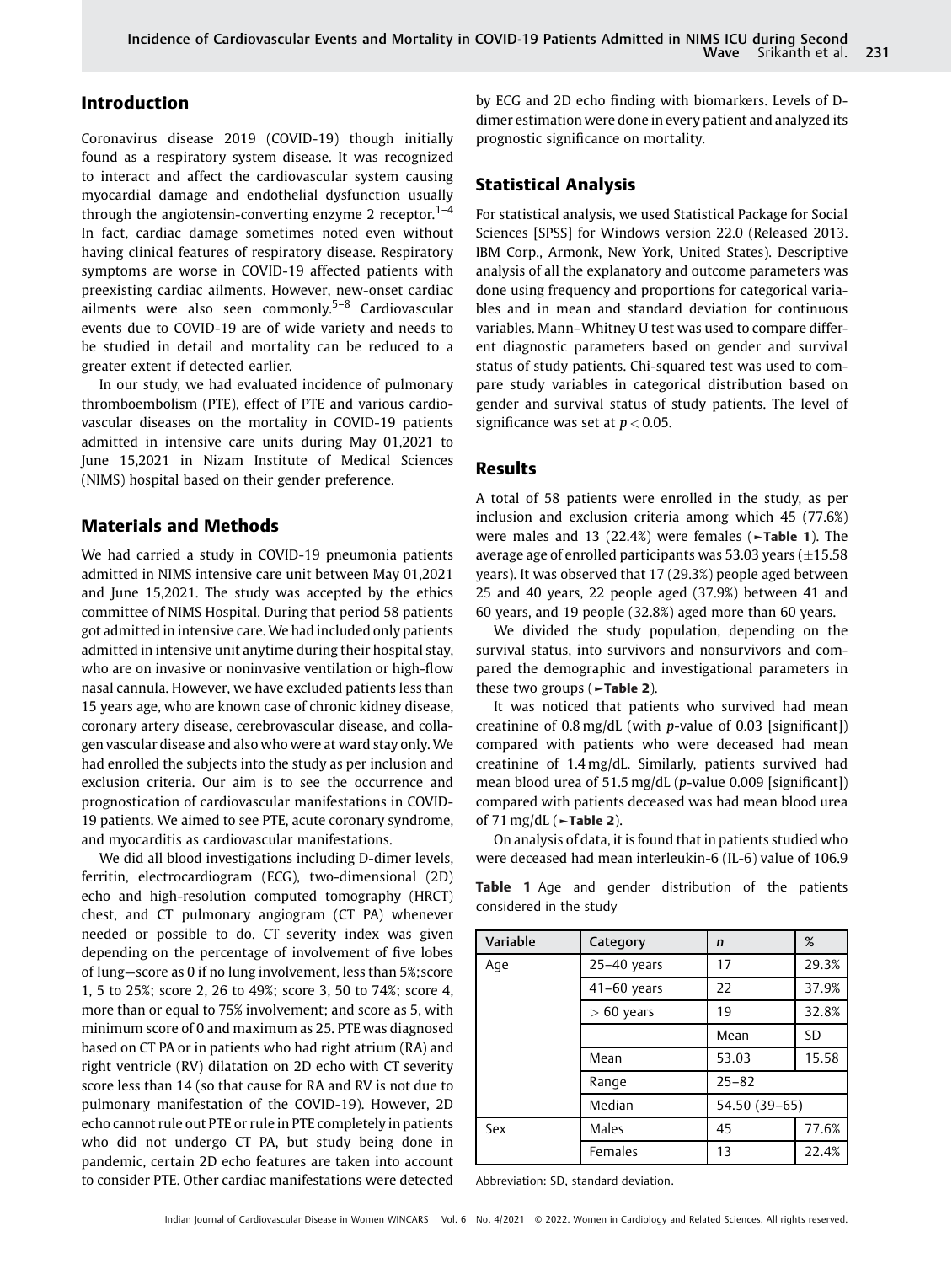## Introduction

Coronavirus disease 2019 (COVID-19) though initially found as a respiratory system disease. It was recognized to interact and affect the cardiovascular system causing myocardial damage and endothelial dysfunction usually through the angiotensin-converting enzyme 2 receptor.[1–4] In fact, cardiac damage sometimes noted even without having clinical features of respiratory disease. Respiratory symptoms are worse in COVID-19 affected patients with preexisting cardiac ailments. However, new-onset cardiac ailments were also seen commonly.[5–8] Cardiovascular events due to COVID-19 are of wide variety and needs to be studied in detail and mortality can be reduced to a greater extent if detected earlier.

In our study, we had evaluated incidence of pulmonary thromboembolism (PTE), effect of PTE and various cardiovascular diseases on the mortality in COVID-19 patients admitted in intensive care units during May 01,2021 to June 15,2021 in Nizam Institute of Medical Sciences (NIMS) hospital based on their gender preference.

## Materials and Methods

We had carried a study in COVID-19 pneumonia patients admitted in NIMS intensive care unit between May 01,2021 and June 15,2021. The study was accepted by the ethics committee of NIMS Hospital. During that period 58 patients got admitted in intensive care. We had included only patients admitted in intensive unit anytime during their hospital stay, who are on invasive or noninvasive ventilation or high-flow nasal cannula. However, we have excluded patients less than 15 years age, who are known case of chronic kidney disease, coronary artery disease, cerebrovascular disease, and collagen vascular disease and also who were at ward stay only. We had enrolled the subjects into the study as per inclusion and exclusion criteria. Our aim is to see the occurrence and prognostication of cardiovascular manifestations in COVID-19 patients. We aimed to see PTE, acute coronary syndrome, and myocarditis as cardiovascular manifestations.

We did all blood investigations including D-dimer levels, ferritin, electrocardiogram (ECG), two-dimensional (2D) echo and high-resolution computed tomography (HRCT) chest, and CT pulmonary angiogram (CT PA) whenever needed or possible to do. CT severity index was given depending on the percentage of involvement of five lobes of lung—score as 0 if no lung involvement, less than 5%;score 1, 5 to 25%; score 2, 26 to 49%; score 3, 50 to 74%; score 4, more than or equal to 75% involvement; and score as 5, with minimum score of 0 and maximum as 25. PTE was diagnosed based on CT PA or in patients who had right atrium (RA) and right ventricle (RV) dilatation on 2D echo with CT severity score less than 14 (so that cause for RA and RV is not due to pulmonary manifestation of the COVID-19). However, 2D echo cannot rule out PTE or rule in PTE completely in patients who did not undergo CT PA, but study being done in pandemic, certain 2D echo features are taken into account to consider PTE. Other cardiac manifestations were detected by ECG and 2D echo finding with biomarkers. Levels of D-dimer estimation were done in every patient and analyzed its prognostic significance on mortality.

## Statistical Analysis

For statistical analysis, we used Statistical Package for Social Sciences [SPSS] for Windows version 22.0 (Released 2013. IBM Corp., Armonk, New York, United States). Descriptive analysis of all the explanatory and outcome parameters was done using frequency and proportions for categorical variables and in mean and standard deviation for continuous variables. Mann–Whitney U test was used to compare different diagnostic parameters based on gender and survival status of study patients. Chi-squared test was used to compare study variables in categorical distribution based on gender and survival status of study patients. The level of significance was set at $p < 0.05$.

## Results

A total of 58 patients were enrolled in the study, as per inclusion and exclusion criteria among which 45 (77.6%) were males and 13 (22.4%) were females (►**Table 1**). The average age of enrolled participants was 53.03 years (±15.58 years). It was observed that 17 (29.3%) people aged between 25 and 40 years, 22 people aged (37.9%) between 41 and 60 years, and 19 people (32.8%) aged more than 60 years.

We divided the study population, depending on the survival status, into survivors and nonsurvivors and compared the demographic and investigational parameters in these two groups (►**Table 2**).

It was noticed that patients who survived had mean creatinine of 0.8 mg/dL (with *p*-value of 0.03 [significant]) compared with patients who were deceased had mean creatinine of 1.4 mg/dL. Similarly, patients survived had mean blood urea of 51.5 mg/dL (*p*-value 0.009 [significant]) compared with patients deceased was had mean blood urea of 71 mg/dL (►**Table 2**).

On analysis of data, it is found that in patients studied who were deceased had mean interleukin-6 (IL-6) value of 106.9

**Table 1** Age and gender distribution of the patients considered in the study

| Variable | Category | *n* | % |
|---|---|---|---|
| Age | 25–40 years | 17 | 29.3% |
| | 41–60 years | 22 | 37.9% |
| | > 60 years | 19 | 32.8% |
| | | Mean | SD |
| | Mean | 53.03 | 15.58 |
| | Range | 25–82 | |
| | Median | 54.50 (39–65) | |
| Sex | Males | 45 | 77.6% |
| | Females | 13 | 22.4% |

Abbreviation: SD, standard deviation.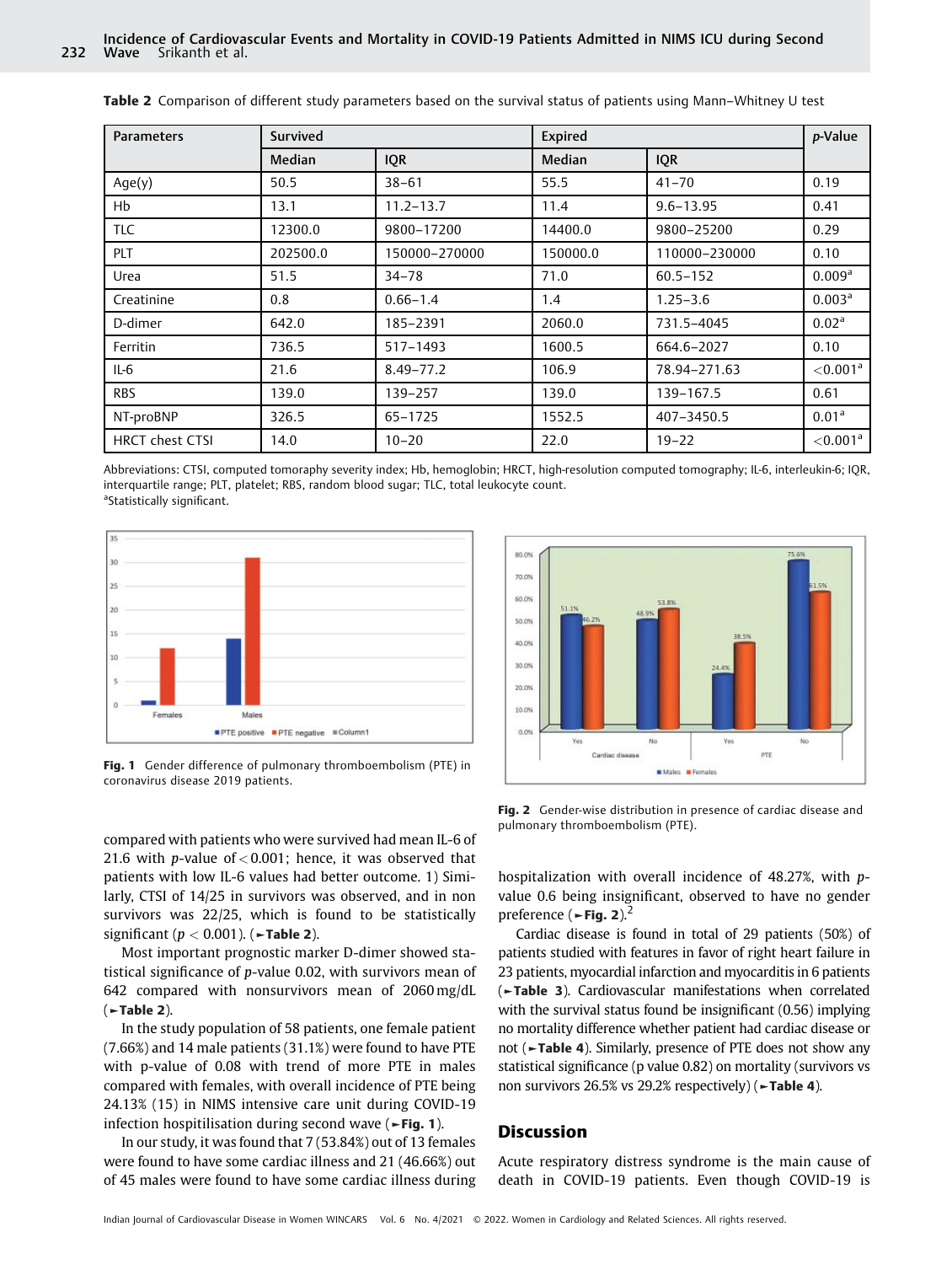**Table 2** Comparison of different study parameters based on the survival status of patients using Mann–Whitney U test

| Parameters | Survived | | Expired | | *p*-Value |
|---|---|---|---|---|---|
| | Median | IQR | Median | IQR | |
| Age(y) | 50.5 | 38–61 | 55.5 | 41–70 | 0.19 |
| Hb | 13.1 | 11.2–13.7 | 11.4 | 9.6–13.95 | 0.41 |
| TLC | 12300.0 | 9800–17200 | 14400.0 | 9800–25200 | 0.29 |
| PLT | 202500.0 | 150000–270000 | 150000.0 | 110000–230000 | 0.10 |
| Urea | 51.5 | 34–78 | 71.0 | 60.5–152 | 0.009[a] |
| Creatinine | 0.8 | 0.66–1.4 | 1.4 | 1.25–3.6 | 0.003[a] |
| D-dimer | 642.0 | 185–2391 | 2060.0 | 731.5–4045 | 0.02[a] |
| Ferritin | 736.5 | 517–1493 | 1600.5 | 664.6–2027 | 0.10 |
| IL-6 | 21.6 | 8.49–77.2 | 106.9 | 78.94–271.63 | <0.001[a] |
| RBS | 139.0 | 139–257 | 139.0 | 139–167.5 | 0.61 |
| NT-proBNP | 326.5 | 65–1725 | 1552.5 | 407–3450.5 | 0.01[a] |
| HRCT chest CTSI | 14.0 | 10–20 | 22.0 | 19–22 | <0.001[a] |

Abbreviations: CTSI, computed tomoraphy severity index; Hb, hemoglobin; HRCT, high-resolution computed tomography; IL-6, interleukin-6; IQR, interquartile range; PLT, platelet; RBS, random blood sugar; TLC, total leukocyte count.
[a]Statistically significant.

**Fig. 1** Gender difference of pulmonary thromboembolism (PTE) in coronavirus disease 2019 patients.

**Fig. 2** Gender-wise distribution in presence of cardiac disease and pulmonary thromboembolism (PTE).

compared with patients who were survived had mean IL-6 of 21.6 with *p*-value of < 0.001; hence, it was observed that patients with low IL-6 values had better outcome. 1) Similarly, CTSI of 14/25 in survivors was observed, and in non survivors was 22/25, which is found to be statistically significant ($p < 0.001$). (►**Table 2**).

Most important prognostic marker D-dimer showed statistical significance of *p*-value 0.02, with survivors mean of 642 compared with nonsurvivors mean of 2060 mg/dL (►**Table 2**).

In the study population of 58 patients, one female patient (7.66%) and 14 male patients (31.1%) were found to have PTE with p-value of 0.08 with trend of more PTE in males compared with females, with overall incidence of PTE being 24.13% (15) in NIMS intensive care unit during COVID-19 infection hospitilisation during second wave (►**Fig. 1**).

In our study, it was found that 7 (53.84%) out of 13 females were found to have some cardiac illness and 21 (46.66%) out of 45 males were found to have some cardiac illness during hospitalization with overall incidence of 48.27%, with *p*-value 0.6 being insignificant, observed to have no gender preference (►**Fig. 2**).[2]

Cardiac disease is found in total of 29 patients (50%) of patients studied with features in favor of right heart failure in 23 patients, myocardial infarction and myocarditis in 6 patients (►**Table 3**). Cardiovascular manifestations when correlated with the survival status found be insignificant (0.56) implying no mortality difference whether patient had cardiac disease or not (►**Table 4**). Similarly, presence of PTE does not show any statistical significance (p value 0.82) on mortality (survivors vs non survivors 26.5% vs 29.2% respectively) (►**Table 4**).

## Discussion

Acute respiratory distress syndrome is the main cause of death in COVID-19 patients. Even though COVID-19 is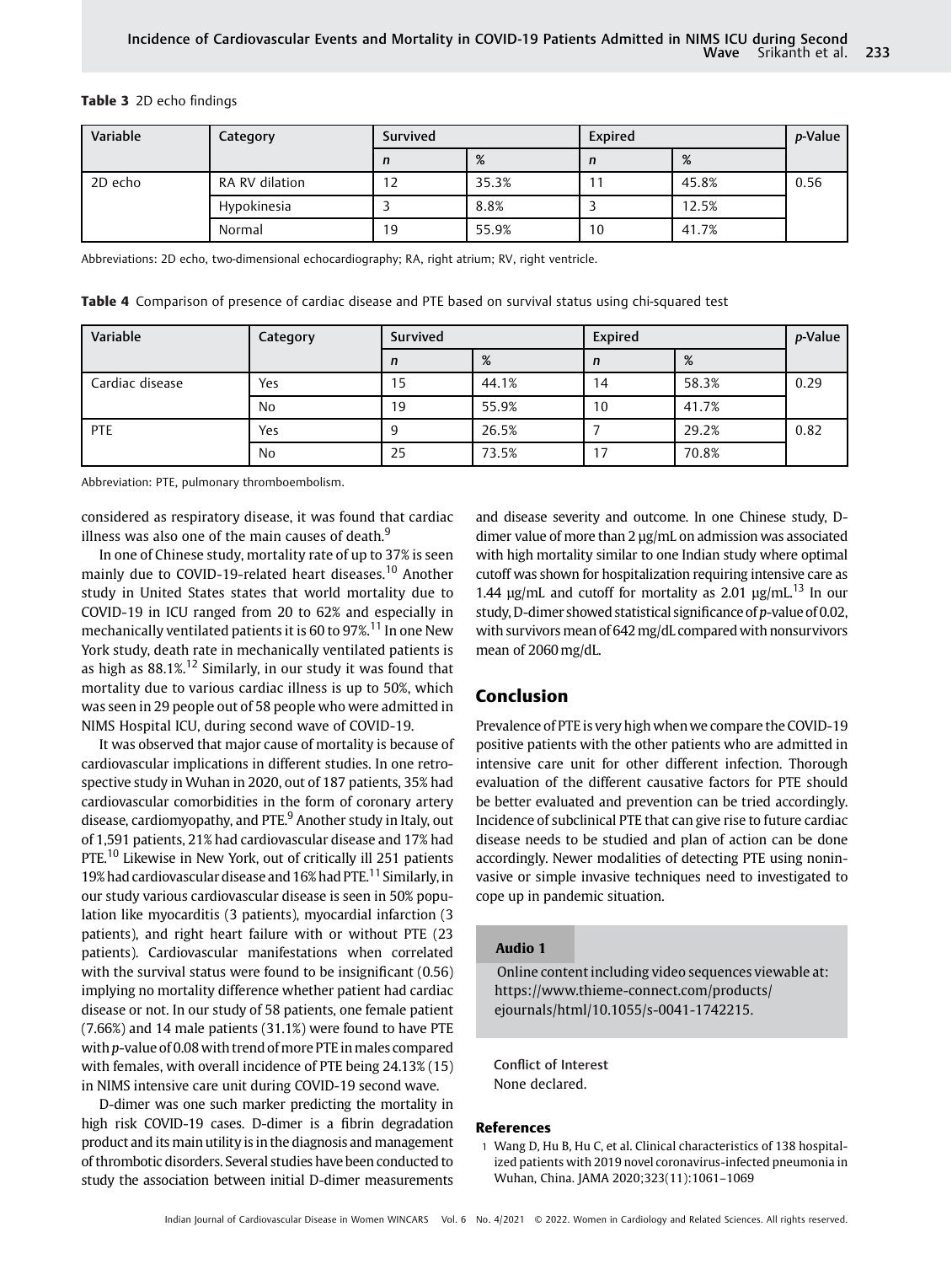**Table 3** 2D echo findings

| Variable | Category | Survived | | Expired | | p-Value |
|---|---|---|---|---|---|---|
| | | n | % | n | % | |
| 2D echo | RA RV dilation | 12 | 35.3% | 11 | 45.8% | 0.56 |
| | Hypokinesia | 3 | 8.8% | 3 | 12.5% | |
| | Normal | 19 | 55.9% | 10 | 41.7% | |

Abbreviations: 2D echo, two-dimensional echocardiography; RA, right atrium; RV, right ventricle.

**Table 4** Comparison of presence of cardiac disease and PTE based on survival status using chi-squared test

| Variable | Category | Survived | | Expired | | p-Value |
|---|---|---|---|---|---|---|
| | | n | % | n | % | |
| Cardiac disease | Yes | 15 | 44.1% | 14 | 58.3% | 0.29 |
| | No | 19 | 55.9% | 10 | 41.7% | |
| PTE | Yes | 9 | 26.5% | 7 | 29.2% | 0.82 |
| | No | 25 | 73.5% | 17 | 70.8% | |

Abbreviation: PTE, pulmonary thromboembolism.

considered as respiratory disease, it was found that cardiac illness was also one of the main causes of death.[9]

In one of Chinese study, mortality rate of up to 37% is seen mainly due to COVID-19-related heart diseases.[10] Another study in United States states that world mortality due to COVID-19 in ICU ranged from 20 to 62% and especially in mechanically ventilated patients it is 60 to 97%.[11] In one New York study, death rate in mechanically ventilated patients is as high as 88.1%.[12] Similarly, in our study it was found that mortality due to various cardiac illness is up to 50%, which was seen in 29 people out of 58 people who were admitted in NIMS Hospital ICU, during second wave of COVID-19.

It was observed that major cause of mortality is because of cardiovascular implications in different studies. In one retrospective study in Wuhan in 2020, out of 187 patients, 35% had cardiovascular comorbidities in the form of coronary artery disease, cardiomyopathy, and PTE.[9] Another study in Italy, out of 1,591 patients, 21% had cardiovascular disease and 17% had PTE.[10] Likewise in New York, out of critically ill 251 patients 19% had cardiovascular disease and 16% had PTE.[11] Similarly, in our study various cardiovascular disease is seen in 50% population like myocarditis (3 patients), myocardial infarction (3 patients), and right heart failure with or without PTE (23 patients). Cardiovascular manifestations when correlated with the survival status were found to be insignificant (0.56) implying no mortality difference whether patient had cardiac disease or not. In our study of 58 patients, one female patient (7.66%) and 14 male patients (31.1%) were found to have PTE with p-value of 0.08 with trend of more PTE in males compared with females, with overall incidence of PTE being 24.13% (15) in NIMS intensive care unit during COVID-19 second wave.

D-dimer was one such marker predicting the mortality in high risk COVID-19 cases. D-dimer is a fibrin degradation product and its main utility is in the diagnosis and management of thrombotic disorders. Several studies have been conducted to study the association between initial D-dimer measurements and disease severity and outcome. In one Chinese study, D-dimer value of more than 2 µg/mL on admission was associated with high mortality similar to one Indian study where optimal cutoff was shown for hospitalization requiring intensive care as 1.44 µg/mL and cutoff for mortality as 2.01 µg/mL.[13] In our study, D-dimer showed statistical significance of p-value of 0.02, with survivors mean of 642 mg/dL compared with nonsurvivors mean of 2060 mg/dL.

## Conclusion

Prevalence of PTE is very high when we compare the COVID-19 positive patients with the other patients who are admitted in intensive care unit for other different infection. Thorough evaluation of the different causative factors for PTE should be better evaluated and prevention can be tried accordingly. Incidence of subclinical PTE that can give rise to future cardiac disease needs to be studied and plan of action can be done accordingly. Newer modalities of detecting PTE using noninvasive or simple invasive techniques need to investigated to cope up in pandemic situation.

**Audio 1**

Online content including video sequences viewable at: https://www.thieme-connect.com/products/ejournals/html/10.1055/s-0041-1742215.

Conflict of Interest
None declared.

## References

1 Wang D, Hu B, Hu C, et al. Clinical characteristics of 138 hospitalized patients with 2019 novel coronavirus-infected pneumonia in Wuhan, China. JAMA 2020;323(11):1061–1069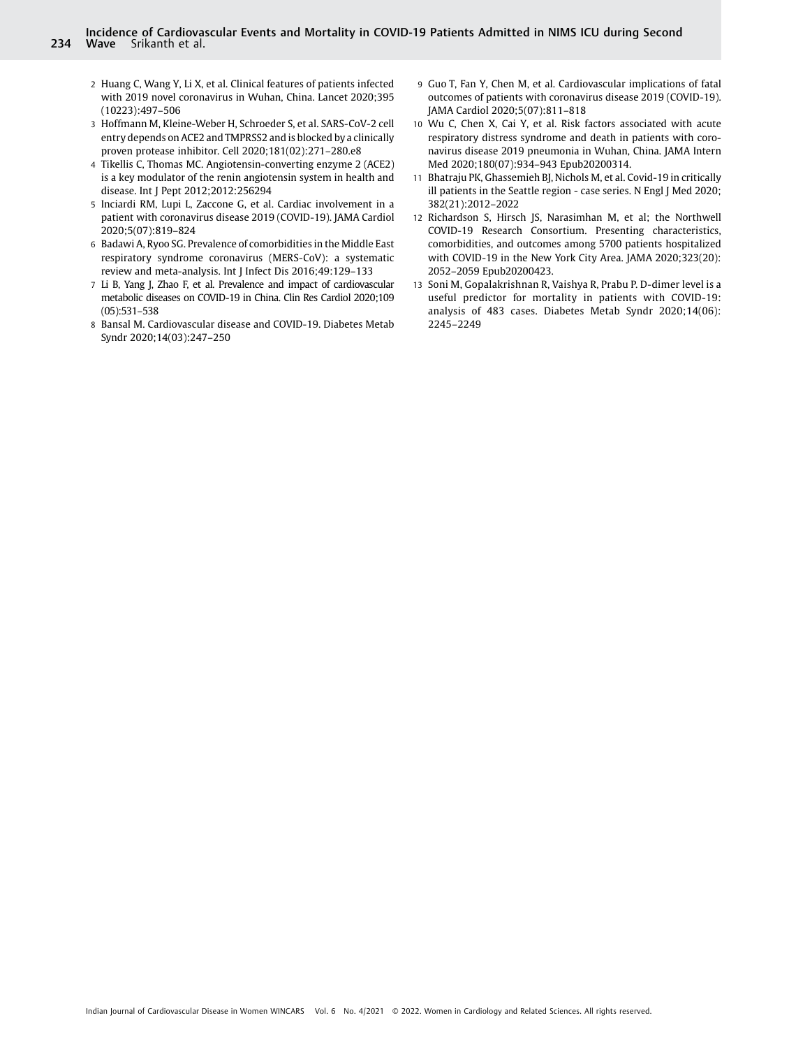2 Huang C, Wang Y, Li X, et al. Clinical features of patients infected with 2019 novel coronavirus in Wuhan, China. Lancet 2020;395 (10223):497–506

3 Hoffmann M, Kleine-Weber H, Schroeder S, et al. SARS-CoV-2 cell entry depends on ACE2 and TMPRSS2 and is blocked by a clinically proven protease inhibitor. Cell 2020;181(02):271–280.e8

4 Tikellis C, Thomas MC. Angiotensin-converting enzyme 2 (ACE2) is a key modulator of the renin angiotensin system in health and disease. Int J Pept 2012;2012:256294

5 Inciardi RM, Lupi L, Zaccone G, et al. Cardiac involvement in a patient with coronavirus disease 2019 (COVID-19). JAMA Cardiol 2020;5(07):819–824

6 Badawi A, Ryoo SG. Prevalence of comorbidities in the Middle East respiratory syndrome coronavirus (MERS-CoV): a systematic review and meta-analysis. Int J Infect Dis 2016;49:129–133

7 Li B, Yang J, Zhao F, et al. Prevalence and impact of cardiovascular metabolic diseases on COVID-19 in China. Clin Res Cardiol 2020;109 (05):531–538

8 Bansal M. Cardiovascular disease and COVID-19. Diabetes Metab Syndr 2020;14(03):247–250

9 Guo T, Fan Y, Chen M, et al. Cardiovascular implications of fatal outcomes of patients with coronavirus disease 2019 (COVID-19). JAMA Cardiol 2020;5(07):811–818

10 Wu C, Chen X, Cai Y, et al. Risk factors associated with acute respiratory distress syndrome and death in patients with coronavirus disease 2019 pneumonia in Wuhan, China. JAMA Intern Med 2020;180(07):934–943 Epub20200314.

11 Bhatraju PK, Ghassemieh BJ, Nichols M, et al. Covid-19 in critically ill patients in the Seattle region - case series. N Engl J Med 2020; 382(21):2012–2022

12 Richardson S, Hirsch JS, Narasimhan M, et al; the Northwell COVID-19 Research Consortium. Presenting characteristics, comorbidities, and outcomes among 5700 patients hospitalized with COVID-19 in the New York City Area. JAMA 2020;323(20): 2052–2059 Epub20200423.

13 Soni M, Gopalakrishnan R, Vaishya R, Prabu P. D-dimer level is a useful predictor for mortality in patients with COVID-19: analysis of 483 cases. Diabetes Metab Syndr 2020;14(06): 2245–2249